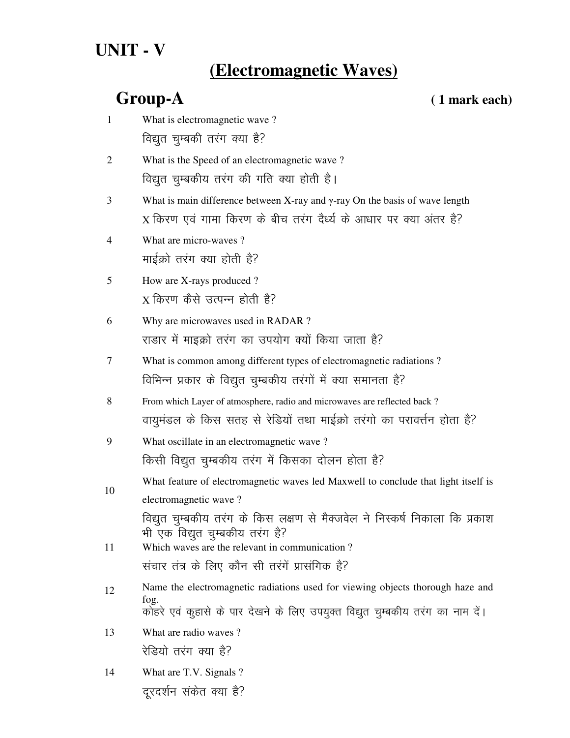# UNIT - V

## (Electromagnetic Waves)

### Group-A

**( 1 mark each)**

1. What is electromagnetic wave ?
   विद्युत चुम्बकी तरंग क्या है?

2. What is the Speed of an electromagnetic wave ?
   विद्युत चुम्बकीय तरंग की गति क्या होती है।

3. What is main difference between X-ray and γ-ray On the basis of wave length
   X किरण एवं गामा किरण के बीच तरंग दैर्ध्य के आधार पर क्या अंतर है?

4. What are micro-waves ?
   माईक्रो तरंग क्या होती है?

5. How are X-rays produced ?
   X किरण कैसे उत्पन्न होती है?

6. Why are microwaves used in RADAR ?
   राडार में माइक्रो तरंग का उपयोग क्यों किया जाता है?

7. What is common among different types of electromagnetic radiations ?
   विभिन्न प्रकार के विद्युत चुम्बकीय तरंगों में क्या समानता है?

8. From which Layer of atmosphere, radio and microwaves are reflected back ?
   वायुमंडल के किस सतह से रेडियों तथा माईक्रो तरंगो का परावर्त्तन होता है?

9. What oscillate in an electromagnetic wave ?
   किसी विद्युत चुम्बकीय तरंग में किसका दोलन होता है?

10. What feature of electromagnetic waves led Maxwell to conclude that light itself is electromagnetic wave ?
    विद्युत चुम्बकीय तरंग के किस लक्षण से मैक्जवेल ने निस्कर्ष निकाला कि प्रकाश भी एक विद्युत चुम्बकीय तरंग है?

11. Which waves are the relevant in communication ?
    संचार तंत्र के लिए कौन सी तरंगें प्रासंगिक है?

12. Name the electromagnetic radiations used for viewing objects thorough haze and fog.
    कोहरे एवं कुहासे के पार देखने के लिए उपयुक्त विद्युत चुम्बकीय तरंग का नाम दें।

13. What are radio waves ?
    रेडियो तरंग क्या है?

14. What are T.V. Signals ?
    दूरदर्शन संकेत क्या है?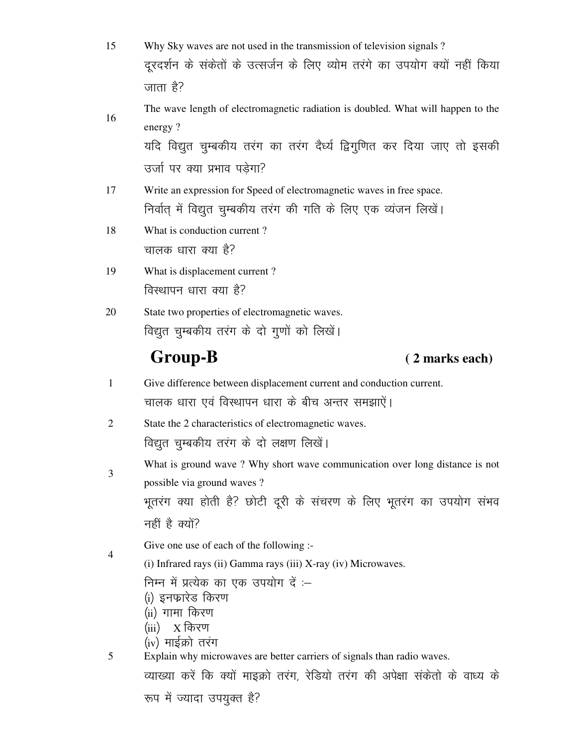15 Why Sky waves are not used in the transmission of television signals ?

दूरदर्शन के संकेतों के उत्सर्जन के लिए व्योम तरंगे का उपयोग क्यों नहीं किया जाता है?

16 The wave length of electromagnetic radiation is doubled. What will happen to the energy ?

यदि विद्युत चुम्बकीय तरंग का तरंग दैर्ध्य द्विगुणित कर दिया जाए तो इसकी उर्जा पर क्या प्रभाव पड़ेगा?

17 Write an expression for Speed of electromagnetic waves in free space.

निर्वात् में विद्युत चुम्बकीय तरंग की गति के लिए एक व्यंजन लिखें।

18 What is conduction current ?

चालक धारा क्या है?

19 What is displacement current ?

विस्थापन धारा क्या है?

20 State two properties of electromagnetic waves.

विद्युत चुम्बकीय तरंग के दो गुणों को लिखें।

## Group-B (2 marks each)

1 Give difference between displacement current and conduction current.

चालक धारा एवं विस्थापन धारा के बीच अन्तर समझाऐं।

2 State the 2 characteristics of electromagnetic waves.

विद्युत चुम्बकीय तरंग के दो लक्षण लिखें।

3 What is ground wave ? Why short wave communication over long distance is not possible via ground waves ?

भूतरंग क्या होती है? छोटी दूरी के संचरण के लिए भूतरंग का उपयोग संभव नहीं है क्यों?

4 Give one use of each of the following :-

(i) Infrared rays (ii) Gamma rays (iii) X-ray (iv) Microwaves.

निम्न में प्रत्येक का एक उपयोग दें :–

(i) इनफ्रारेड किरण

(ii) गामा किरण

(iii) X किरण

(iv) माईक्रो तरंग

5 Explain why microwaves are better carriers of signals than radio waves.

व्याख्या करें कि क्यों माइक्रो तरंग, रेडियो तरंग की अपेक्षा संकेतो के वाध्य के रूप में ज्यादा उपयुक्त है?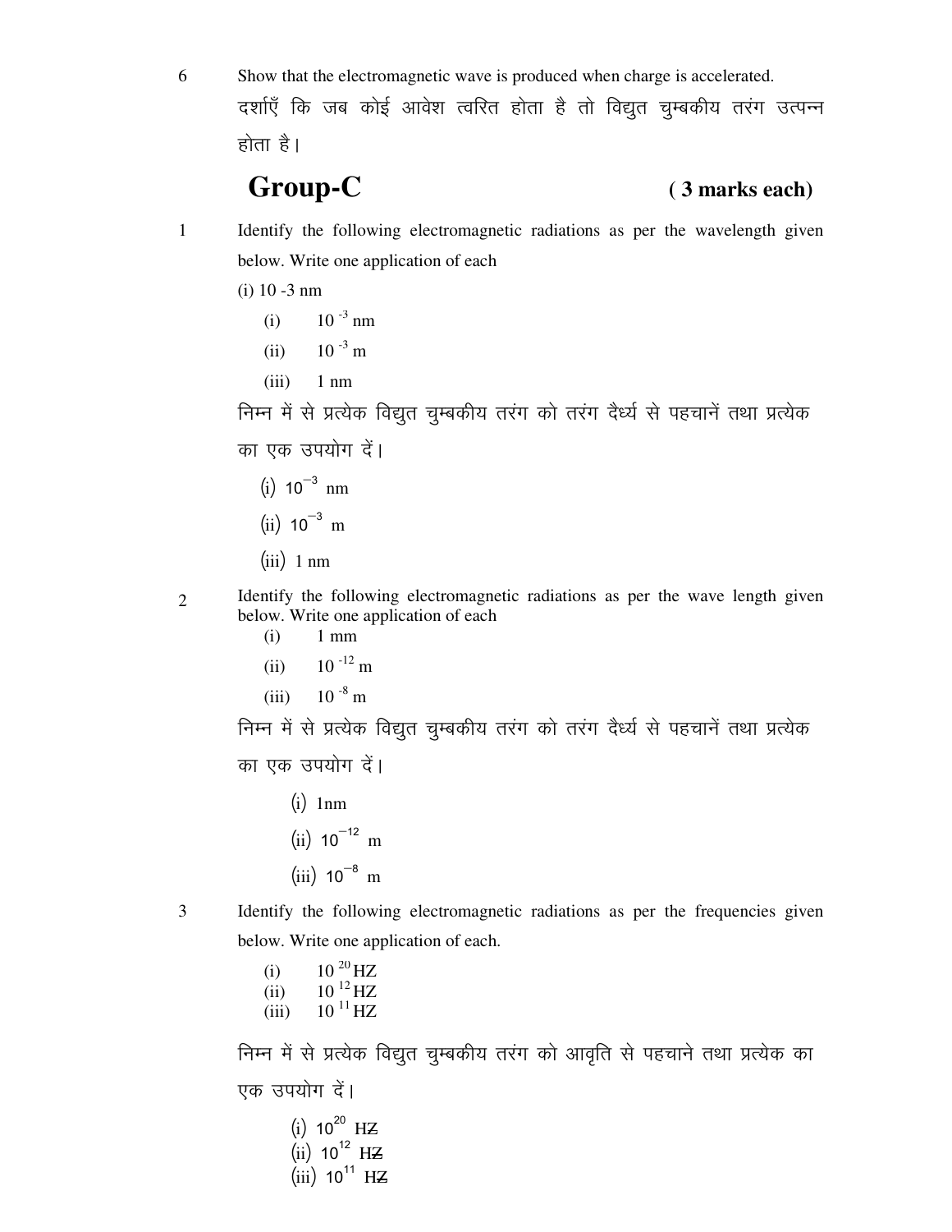6 Show that the electromagnetic wave is produced when charge is accelerated.

दर्शाएँ कि जब कोई आवेश त्वरित होता है तो विद्युत चुम्बकीय तरंग उत्पन्न होता है।

## Group-C ( 3 marks each)

1 Identify the following electromagnetic radiations as per the wavelength given below. Write one application of each

(i) 10 -3 nm

(i) $10^{-3}$ nm

(ii) $10^{-3}$ m

(iii) 1 nm

निम्न में से प्रत्येक विद्युत चुम्बकीय तरंग को तरंग दैर्ध्य से पहचानें तथा प्रत्येक का एक उपयोग दें।

(i) $10^{-3}$ nm

(ii) $10^{-3}$ m

(iii) 1 nm

2 Identify the following electromagnetic radiations as per the wave length given below. Write one application of each

(i) 1 mm

(ii) $10^{-12}$ m

(iii) $10^{-8}$ m

निम्न में से प्रत्येक विद्युत चुम्बकीय तरंग को तरंग दैर्ध्य से पहचानें तथा प्रत्येक का एक उपयोग दें।

(i) 1nm

(ii) $10^{-12}$ m

(iii) $10^{-8}$ m

3 Identify the following electromagnetic radiations as per the frequencies given below. Write one application of each.

(i) $10^{20}$ HZ

(ii) $10^{12}$ HZ

(iii) $10^{11}$ HZ

निम्न में से प्रत्येक विद्युत चुम्बकीय तरंग को आवृति से पहचाने तथा प्रत्येक का एक उपयोग दें।

(i) $10^{20}$ HZ

(ii) $10^{12}$ HZ

(iii) $10^{11}$ HZ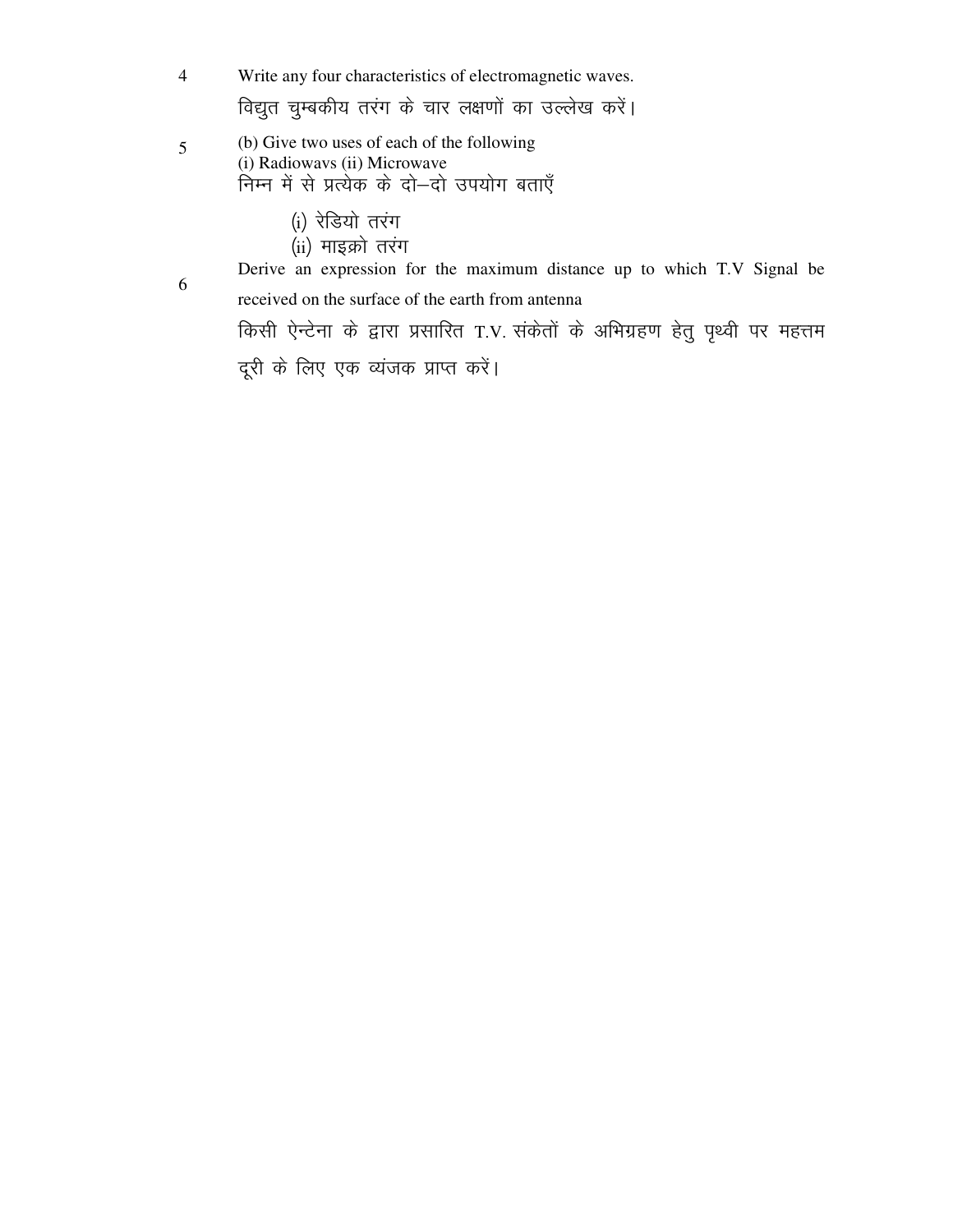4 Write any four characteristics of electromagnetic waves.

विद्युत चुम्बकीय तरंग के चार लक्षणों का उल्लेख करें।

5 (b) Give two uses of each of the following

(i) Radiowavs (ii) Microwave

निम्न में से प्रत्येक के दो–दो उपयोग बताएँ

(i) रेडियो तरंग

(ii) माइक्रो तरंग

6 Derive an expression for the maximum distance up to which T.V Signal be received on the surface of the earth from antenna

किसी ऐन्टेना के द्वारा प्रसारित T.V. संकेतों के अभिग्रहण हेतु पृथ्वी पर महत्तम दूरी के लिए एक व्यंजक प्राप्त करें।